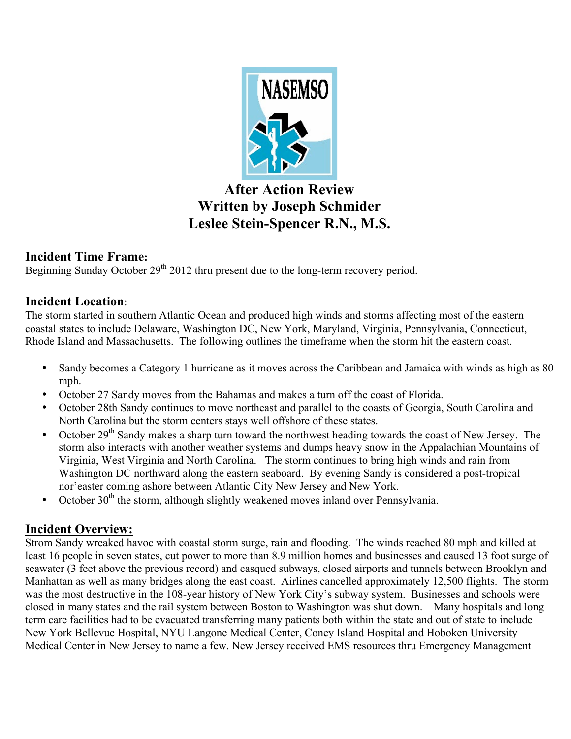# After Action Review
## Written by Joseph Schmider
## Leslee Stein-Spencer R.N., M.S.

**Incident Time Frame:**

Beginning Sunday October 29th 2012 thru present due to the long-term recovery period.

**Incident Location:**

The storm started in southern Atlantic Ocean and produced high winds and storms affecting most of the eastern coastal states to include Delaware, Washington DC, New York, Maryland, Virginia, Pennsylvania, Connecticut, Rhode Island and Massachusetts. The following outlines the timeframe when the storm hit the eastern coast.

- Sandy becomes a Category 1 hurricane as it moves across the Caribbean and Jamaica with winds as high as 80 mph.
- October 27 Sandy moves from the Bahamas and makes a turn off the coast of Florida.
- October 28th Sandy continues to move northeast and parallel to the coasts of Georgia, South Carolina and North Carolina but the storm centers stays well offshore of these states.
- October 29th Sandy makes a sharp turn toward the northwest heading towards the coast of New Jersey. The storm also interacts with another weather systems and dumps heavy snow in the Appalachian Mountains of Virginia, West Virginia and North Carolina. The storm continues to bring high winds and rain from Washington DC northward along the eastern seaboard. By evening Sandy is considered a post-tropical nor'easter coming ashore between Atlantic City New Jersey and New York.
- October 30th the storm, although slightly weakened moves inland over Pennsylvania.

**Incident Overview:**

Strom Sandy wreaked havoc with coastal storm surge, rain and flooding. The winds reached 80 mph and killed at least 16 people in seven states, cut power to more than 8.9 million homes and businesses and caused 13 foot surge of seawater (3 feet above the previous record) and casqued subways, closed airports and tunnels between Brooklyn and Manhattan as well as many bridges along the east coast. Airlines cancelled approximately 12,500 flights. The storm was the most destructive in the 108-year history of New York City's subway system. Businesses and schools were closed in many states and the rail system between Boston to Washington was shut down. Many hospitals and long term care facilities had to be evacuated transferring many patients both within the state and out of state to include New York Bellevue Hospital, NYU Langone Medical Center, Coney Island Hospital and Hoboken University Medical Center in New Jersey to name a few. New Jersey received EMS resources thru Emergency Management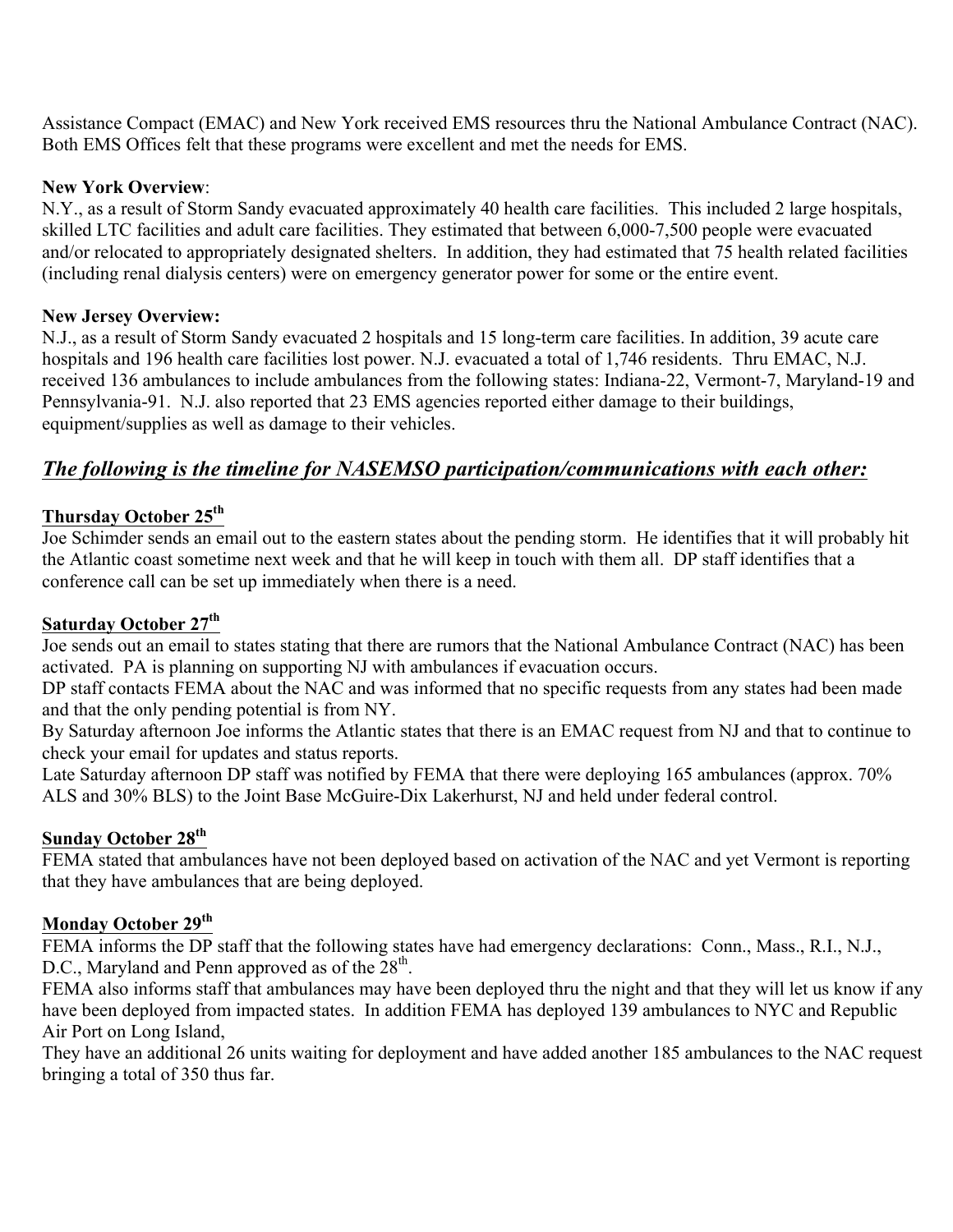Assistance Compact (EMAC) and New York received EMS resources thru the National Ambulance Contract (NAC). Both EMS Offices felt that these programs were excellent and met the needs for EMS.

**New York Overview**:
N.Y., as a result of Storm Sandy evacuated approximately 40 health care facilities. This included 2 large hospitals, skilled LTC facilities and adult care facilities. They estimated that between 6,000-7,500 people were evacuated and/or relocated to appropriately designated shelters. In addition, they had estimated that 75 health related facilities (including renal dialysis centers) were on emergency generator power for some or the entire event.

**New Jersey Overview:**
N.J., as a result of Storm Sandy evacuated 2 hospitals and 15 long-term care facilities. In addition, 39 acute care hospitals and 196 health care facilities lost power. N.J. evacuated a total of 1,746 residents. Thru EMAC, N.J. received 136 ambulances to include ambulances from the following states: Indiana-22, Vermont-7, Maryland-19 and Pennsylvania-91. N.J. also reported that 23 EMS agencies reported either damage to their buildings, equipment/supplies as well as damage to their vehicles.

## ***The following is the timeline for NASEMSO participation/communications with each other:***

**Thursday October 25th**

Joe Schimder sends an email out to the eastern states about the pending storm. He identifies that it will probably hit the Atlantic coast sometime next week and that he will keep in touch with them all. DP staff identifies that a conference call can be set up immediately when there is a need.

**Saturday October 27th**

Joe sends out an email to states stating that there are rumors that the National Ambulance Contract (NAC) has been activated. PA is planning on supporting NJ with ambulances if evacuation occurs.
DP staff contacts FEMA about the NAC and was informed that no specific requests from any states had been made and that the only pending potential is from NY.
By Saturday afternoon Joe informs the Atlantic states that there is an EMAC request from NJ and that to continue to check your email for updates and status reports.
Late Saturday afternoon DP staff was notified by FEMA that there were deploying 165 ambulances (approx. 70% ALS and 30% BLS) to the Joint Base McGuire-Dix Lakerhurst, NJ and held under federal control.

**Sunday October 28th**

FEMA stated that ambulances have not been deployed based on activation of the NAC and yet Vermont is reporting that they have ambulances that are being deployed.

**Monday October 29th**

FEMA informs the DP staff that the following states have had emergency declarations: Conn., Mass., R.I., N.J., D.C., Maryland and Penn approved as of the 28th.
FEMA also informs staff that ambulances may have been deployed thru the night and that they will let us know if any have been deployed from impacted states. In addition FEMA has deployed 139 ambulances to NYC and Republic Air Port on Long Island,
They have an additional 26 units waiting for deployment and have added another 185 ambulances to the NAC request bringing a total of 350 thus far.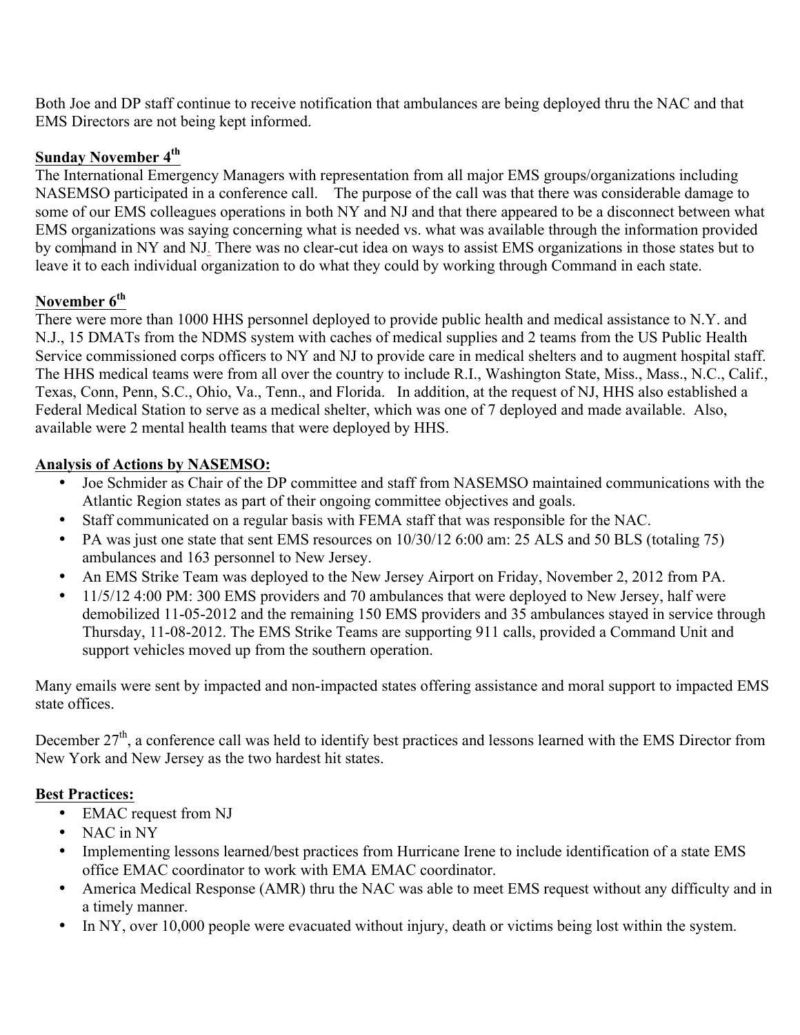Both Joe and DP staff continue to receive notification that ambulances are being deployed thru the NAC and that EMS Directors are not being kept informed.

**Sunday November 4th**

The International Emergency Managers with representation from all major EMS groups/organizations including NASEMSO participated in a conference call. The purpose of the call was that there was considerable damage to some of our EMS colleagues operations in both NY and NJ and that there appeared to be a disconnect between what EMS organizations was saying concerning what is needed vs. what was available through the information provided by command in NY and NJ. There was no clear-cut idea on ways to assist EMS organizations in those states but to leave it to each individual organization to do what they could by working through Command in each state.

**November 6th**

There were more than 1000 HHS personnel deployed to provide public health and medical assistance to N.Y. and N.J., 15 DMATs from the NDMS system with caches of medical supplies and 2 teams from the US Public Health Service commissioned corps officers to NY and NJ to provide care in medical shelters and to augment hospital staff. The HHS medical teams were from all over the country to include R.I., Washington State, Miss., Mass., N.C., Calif., Texas, Conn, Penn, S.C., Ohio, Va., Tenn., and Florida. In addition, at the request of NJ, HHS also established a Federal Medical Station to serve as a medical shelter, which was one of 7 deployed and made available. Also, available were 2 mental health teams that were deployed by HHS.

**Analysis of Actions by NASEMSO:**

- Joe Schmider as Chair of the DP committee and staff from NASEMSO maintained communications with the Atlantic Region states as part of their ongoing committee objectives and goals.
- Staff communicated on a regular basis with FEMA staff that was responsible for the NAC.
- PA was just one state that sent EMS resources on 10/30/12 6:00 am: 25 ALS and 50 BLS (totaling 75) ambulances and 163 personnel to New Jersey.
- An EMS Strike Team was deployed to the New Jersey Airport on Friday, November 2, 2012 from PA.
- 11/5/12 4:00 PM: 300 EMS providers and 70 ambulances that were deployed to New Jersey, half were demobilized 11-05-2012 and the remaining 150 EMS providers and 35 ambulances stayed in service through Thursday, 11-08-2012. The EMS Strike Teams are supporting 911 calls, provided a Command Unit and support vehicles moved up from the southern operation.

Many emails were sent by impacted and non-impacted states offering assistance and moral support to impacted EMS state offices.

December 27th, a conference call was held to identify best practices and lessons learned with the EMS Director from New York and New Jersey as the two hardest hit states.

**Best Practices:**

- EMAC request from NJ
- NAC in NY
- Implementing lessons learned/best practices from Hurricane Irene to include identification of a state EMS office EMAC coordinator to work with EMA EMAC coordinator.
- America Medical Response (AMR) thru the NAC was able to meet EMS request without any difficulty and in a timely manner.
- In NY, over 10,000 people were evacuated without injury, death or victims being lost within the system.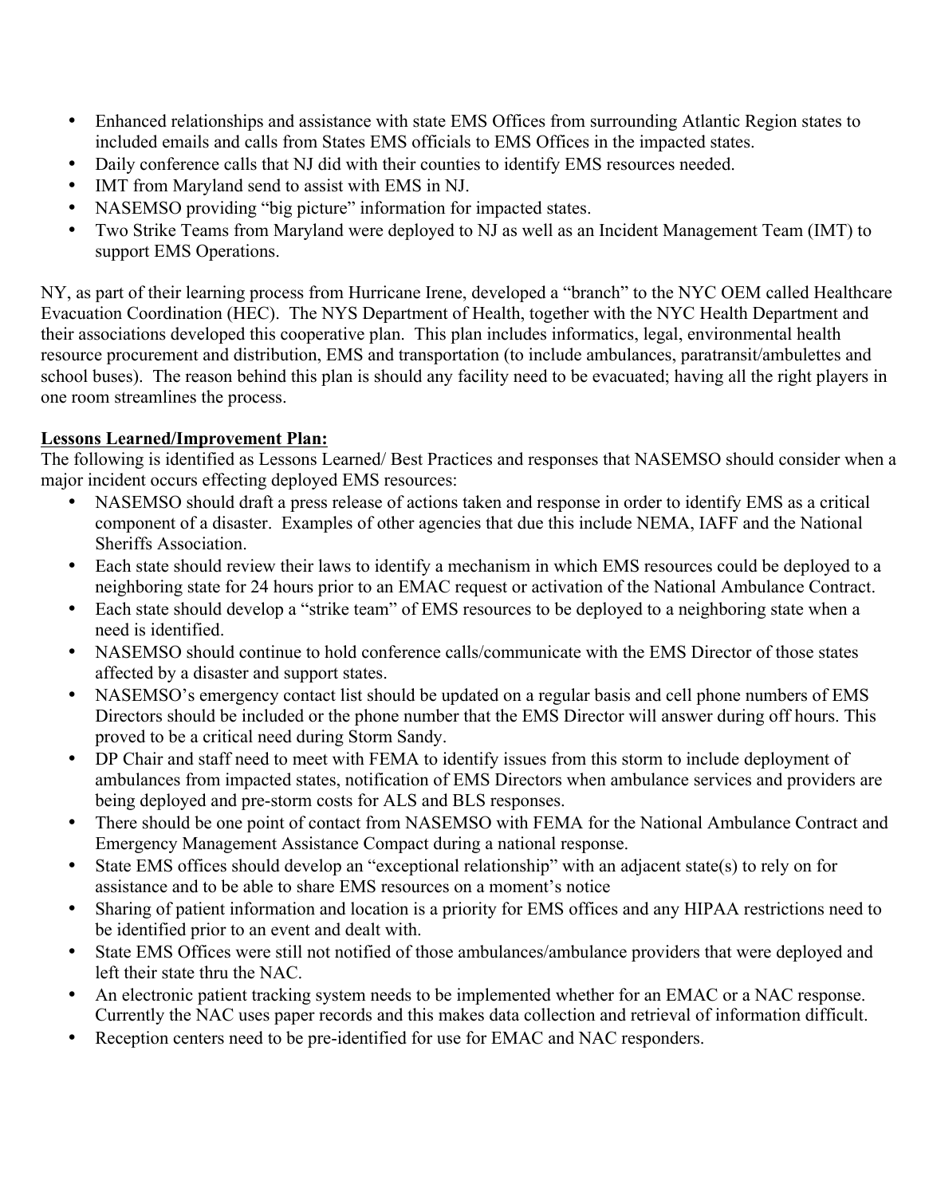- Enhanced relationships and assistance with state EMS Offices from surrounding Atlantic Region states to included emails and calls from States EMS officials to EMS Offices in the impacted states.
- Daily conference calls that NJ did with their counties to identify EMS resources needed.
- IMT from Maryland send to assist with EMS in NJ.
- NASEMSO providing "big picture" information for impacted states.
- Two Strike Teams from Maryland were deployed to NJ as well as an Incident Management Team (IMT) to support EMS Operations.

NY, as part of their learning process from Hurricane Irene, developed a "branch" to the NYC OEM called Healthcare Evacuation Coordination (HEC). The NYS Department of Health, together with the NYC Health Department and their associations developed this cooperative plan. This plan includes informatics, legal, environmental health resource procurement and distribution, EMS and transportation (to include ambulances, paratransit/ambulettes and school buses). The reason behind this plan is should any facility need to be evacuated; having all the right players in one room streamlines the process.

**<u>Lessons Learned/Improvement Plan:</u>**

The following is identified as Lessons Learned/ Best Practices and responses that NASEMSO should consider when a major incident occurs effecting deployed EMS resources:

- NASEMSO should draft a press release of actions taken and response in order to identify EMS as a critical component of a disaster. Examples of other agencies that due this include NEMA, IAFF and the National Sheriffs Association.
- Each state should review their laws to identify a mechanism in which EMS resources could be deployed to a neighboring state for 24 hours prior to an EMAC request or activation of the National Ambulance Contract.
- Each state should develop a "strike team" of EMS resources to be deployed to a neighboring state when a need is identified.
- NASEMSO should continue to hold conference calls/communicate with the EMS Director of those states affected by a disaster and support states.
- NASEMSO's emergency contact list should be updated on a regular basis and cell phone numbers of EMS Directors should be included or the phone number that the EMS Director will answer during off hours. This proved to be a critical need during Storm Sandy.
- DP Chair and staff need to meet with FEMA to identify issues from this storm to include deployment of ambulances from impacted states, notification of EMS Directors when ambulance services and providers are being deployed and pre-storm costs for ALS and BLS responses.
- There should be one point of contact from NASEMSO with FEMA for the National Ambulance Contract and Emergency Management Assistance Compact during a national response.
- State EMS offices should develop an "exceptional relationship" with an adjacent state(s) to rely on for assistance and to be able to share EMS resources on a moment's notice
- Sharing of patient information and location is a priority for EMS offices and any HIPAA restrictions need to be identified prior to an event and dealt with.
- State EMS Offices were still not notified of those ambulances/ambulance providers that were deployed and left their state thru the NAC.
- An electronic patient tracking system needs to be implemented whether for an EMAC or a NAC response. Currently the NAC uses paper records and this makes data collection and retrieval of information difficult.
- Reception centers need to be pre-identified for use for EMAC and NAC responders.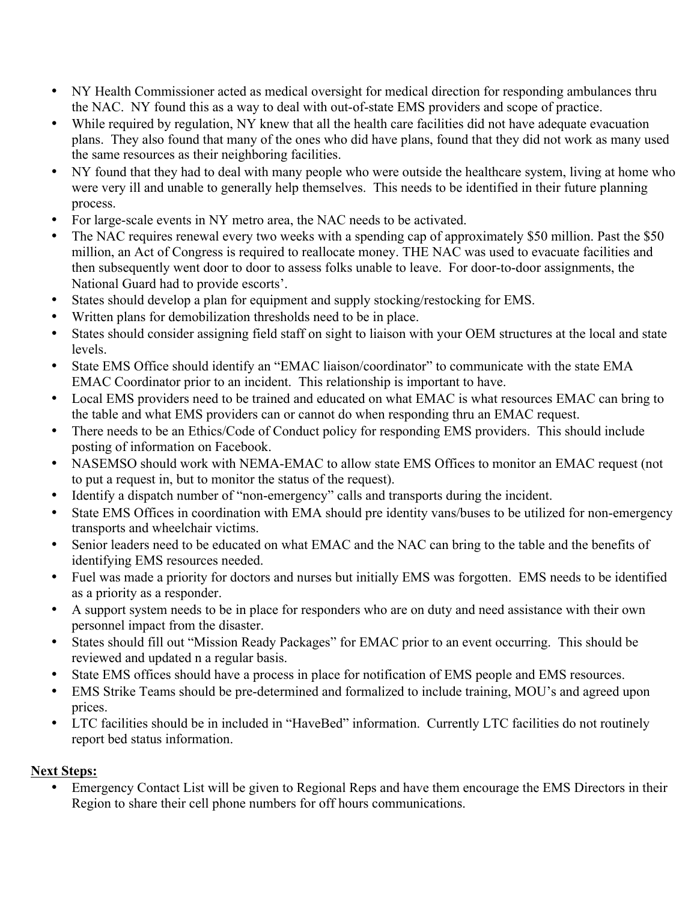- NY Health Commissioner acted as medical oversight for medical direction for responding ambulances thru the NAC. NY found this as a way to deal with out-of-state EMS providers and scope of practice.
- While required by regulation, NY knew that all the health care facilities did not have adequate evacuation plans. They also found that many of the ones who did have plans, found that they did not work as many used the same resources as their neighboring facilities.
- NY found that they had to deal with many people who were outside the healthcare system, living at home who were very ill and unable to generally help themselves. This needs to be identified in their future planning process.
- For large-scale events in NY metro area, the NAC needs to be activated.
- The NAC requires renewal every two weeks with a spending cap of approximately $50 million. Past the $50 million, an Act of Congress is required to reallocate money. THE NAC was used to evacuate facilities and then subsequently went door to door to assess folks unable to leave. For door-to-door assignments, the National Guard had to provide escorts'.
- States should develop a plan for equipment and supply stocking/restocking for EMS.
- Written plans for demobilization thresholds need to be in place.
- States should consider assigning field staff on sight to liaison with your OEM structures at the local and state levels.
- State EMS Office should identify an "EMAC liaison/coordinator" to communicate with the state EMA EMAC Coordinator prior to an incident. This relationship is important to have.
- Local EMS providers need to be trained and educated on what EMAC is what resources EMAC can bring to the table and what EMS providers can or cannot do when responding thru an EMAC request.
- There needs to be an Ethics/Code of Conduct policy for responding EMS providers. This should include posting of information on Facebook.
- NASEMSO should work with NEMA-EMAC to allow state EMS Offices to monitor an EMAC request (not to put a request in, but to monitor the status of the request).
- Identify a dispatch number of "non-emergency" calls and transports during the incident.
- State EMS Offices in coordination with EMA should pre identity vans/buses to be utilized for non-emergency transports and wheelchair victims.
- Senior leaders need to be educated on what EMAC and the NAC can bring to the table and the benefits of identifying EMS resources needed.
- Fuel was made a priority for doctors and nurses but initially EMS was forgotten. EMS needs to be identified as a priority as a responder.
- A support system needs to be in place for responders who are on duty and need assistance with their own personnel impact from the disaster.
- States should fill out "Mission Ready Packages" for EMAC prior to an event occurring. This should be reviewed and updated n a regular basis.
- State EMS offices should have a process in place for notification of EMS people and EMS resources.
- EMS Strike Teams should be pre-determined and formalized to include training, MOU's and agreed upon prices.
- LTC facilities should be in included in "HaveBed" information. Currently LTC facilities do not routinely report bed status information.

**Next Steps:**

- Emergency Contact List will be given to Regional Reps and have them encourage the EMS Directors in their Region to share their cell phone numbers for off hours communications.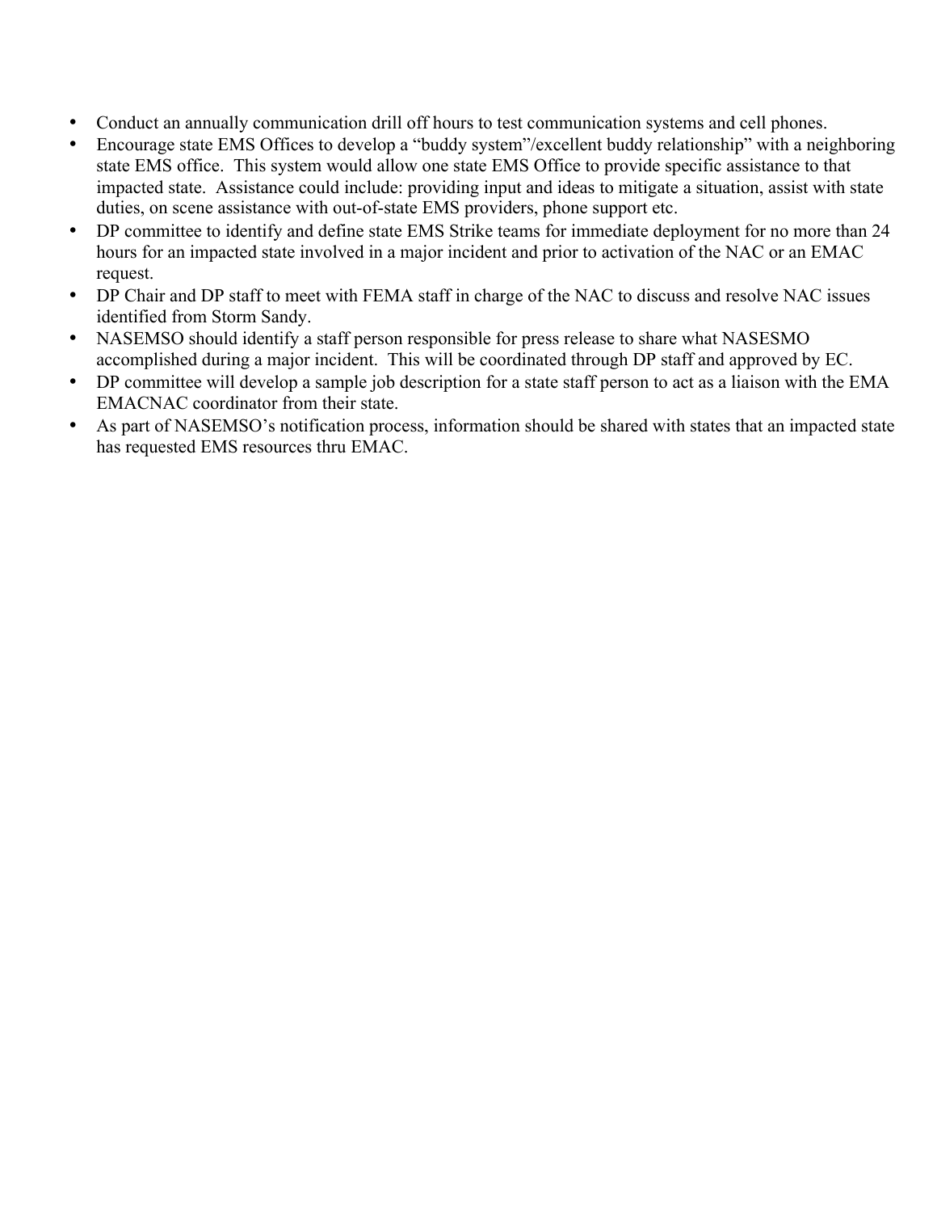- Conduct an annually communication drill off hours to test communication systems and cell phones.
- Encourage state EMS Offices to develop a "buddy system"/excellent buddy relationship" with a neighboring state EMS office. This system would allow one state EMS Office to provide specific assistance to that impacted state. Assistance could include: providing input and ideas to mitigate a situation, assist with state duties, on scene assistance with out-of-state EMS providers, phone support etc.
- DP committee to identify and define state EMS Strike teams for immediate deployment for no more than 24 hours for an impacted state involved in a major incident and prior to activation of the NAC or an EMAC request.
- DP Chair and DP staff to meet with FEMA staff in charge of the NAC to discuss and resolve NAC issues identified from Storm Sandy.
- NASEMSO should identify a staff person responsible for press release to share what NASESMO accomplished during a major incident. This will be coordinated through DP staff and approved by EC.
- DP committee will develop a sample job description for a state staff person to act as a liaison with the EMA EMACNAC coordinator from their state.
- As part of NASEMSO's notification process, information should be shared with states that an impacted state has requested EMS resources thru EMAC.